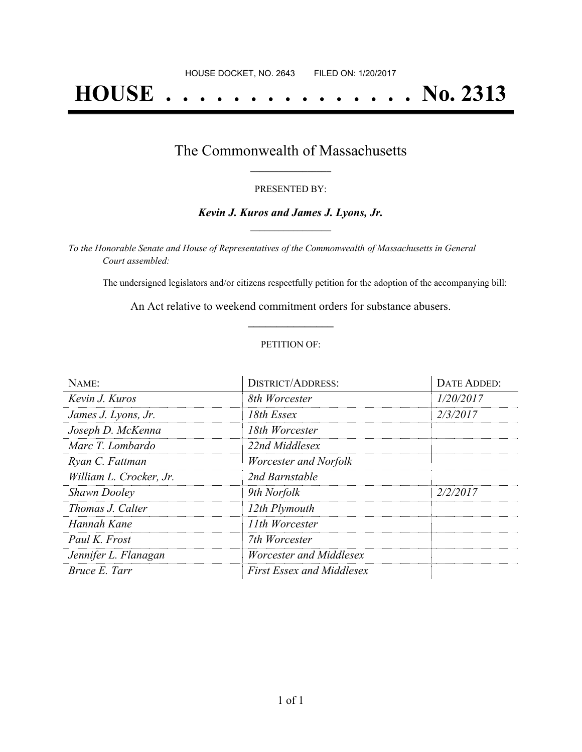HOUSE DOCKET, NO. 2643 FILED ON: 1/20/2017

# HOUSE . . . . . . . . . . . . . . . No. 2313

## The Commonwealth of Massachusetts

PRESENTED BY:

***Kevin J. Kuros and James J. Lyons, Jr.***

*To the Honorable Senate and House of Representatives of the Commonwealth of Massachusetts in General Court assembled:*

The undersigned legislators and/or citizens respectfully petition for the adoption of the accompanying bill:

An Act relative to weekend commitment orders for substance abusers.

PETITION OF:

| NAME: | DISTRICT/ADDRESS: | DATE ADDED: |
|---|---|---|
| *Kevin J. Kuros* | *8th Worcester* | *1/20/2017* |
| *James J. Lyons, Jr.* | *18th Essex* | *2/3/2017* |
| *Joseph D. McKenna* | *18th Worcester* | |
| *Marc T. Lombardo* | *22nd Middlesex* | |
| *Ryan C. Fattman* | *Worcester and Norfolk* | |
| *William L. Crocker, Jr.* | *2nd Barnstable* | |
| *Shawn Dooley* | *9th Norfolk* | *2/2/2017* |
| *Thomas J. Calter* | *12th Plymouth* | |
| *Hannah Kane* | *11th Worcester* | |
| *Paul K. Frost* | *7th Worcester* | |
| *Jennifer L. Flanagan* | *Worcester and Middlesex* | |
| *Bruce E. Tarr* | *First Essex and Middlesex* | |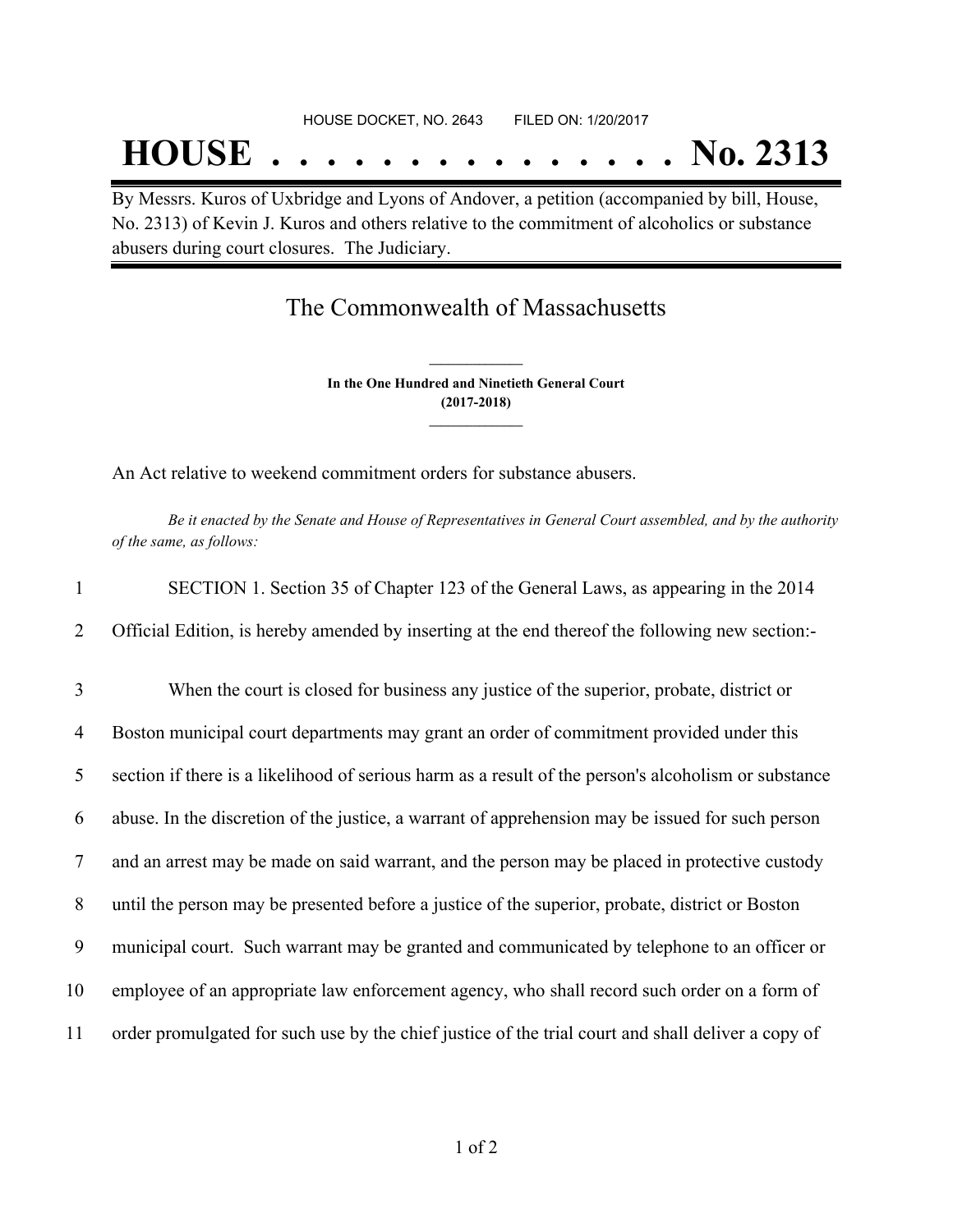HOUSE DOCKET, NO. 2643 FILED ON: 1/20/2017

# HOUSE . . . . . . . . . . . . . . . No. 2313

By Messrs. Kuros of Uxbridge and Lyons of Andover, a petition (accompanied by bill, House, No. 2313) of Kevin J. Kuros and others relative to the commitment of alcoholics or substance abusers during court closures. The Judiciary.

## The Commonwealth of Massachusetts

**In the One Hundred and Ninetieth General Court**
**(2017-2018)**

An Act relative to weekend commitment orders for substance abusers.

*Be it enacted by the Senate and House of Representatives in General Court assembled, and by the authority of the same, as follows:*

1 SECTION 1. Section 35 of Chapter 123 of the General Laws, as appearing in the 2014
2 Official Edition, is hereby amended by inserting at the end thereof the following new section:-

3 When the court is closed for business any justice of the superior, probate, district or
4 Boston municipal court departments may grant an order of commitment provided under this
5 section if there is a likelihood of serious harm as a result of the person's alcoholism or substance
6 abuse. In the discretion of the justice, a warrant of apprehension may be issued for such person
7 and an arrest may be made on said warrant, and the person may be placed in protective custody
8 until the person may be presented before a justice of the superior, probate, district or Boston
9 municipal court. Such warrant may be granted and communicated by telephone to an officer or
10 employee of an appropriate law enforcement agency, who shall record such order on a form of
11 order promulgated for such use by the chief justice of the trial court and shall deliver a copy of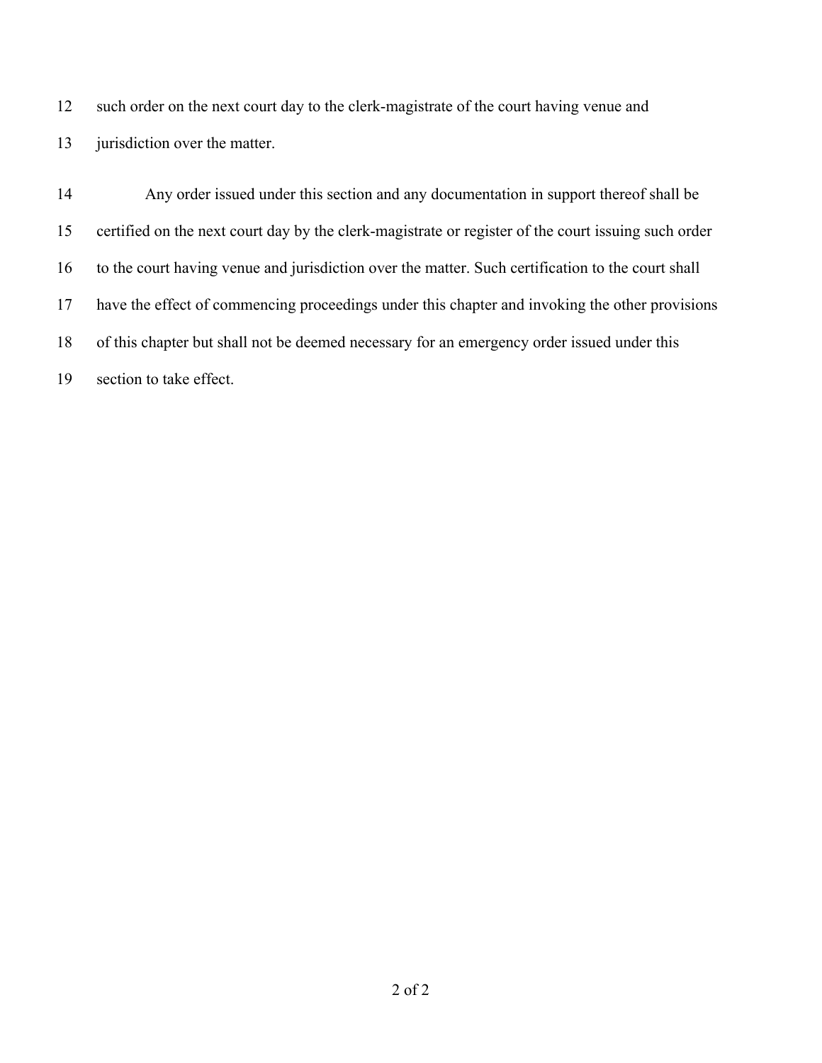such order on the next court day to the clerk-magistrate of the court having venue and jurisdiction over the matter.

Any order issued under this section and any documentation in support thereof shall be certified on the next court day by the clerk-magistrate or register of the court issuing such order to the court having venue and jurisdiction over the matter. Such certification to the court shall have the effect of commencing proceedings under this chapter and invoking the other provisions of this chapter but shall not be deemed necessary for an emergency order issued under this section to take effect.